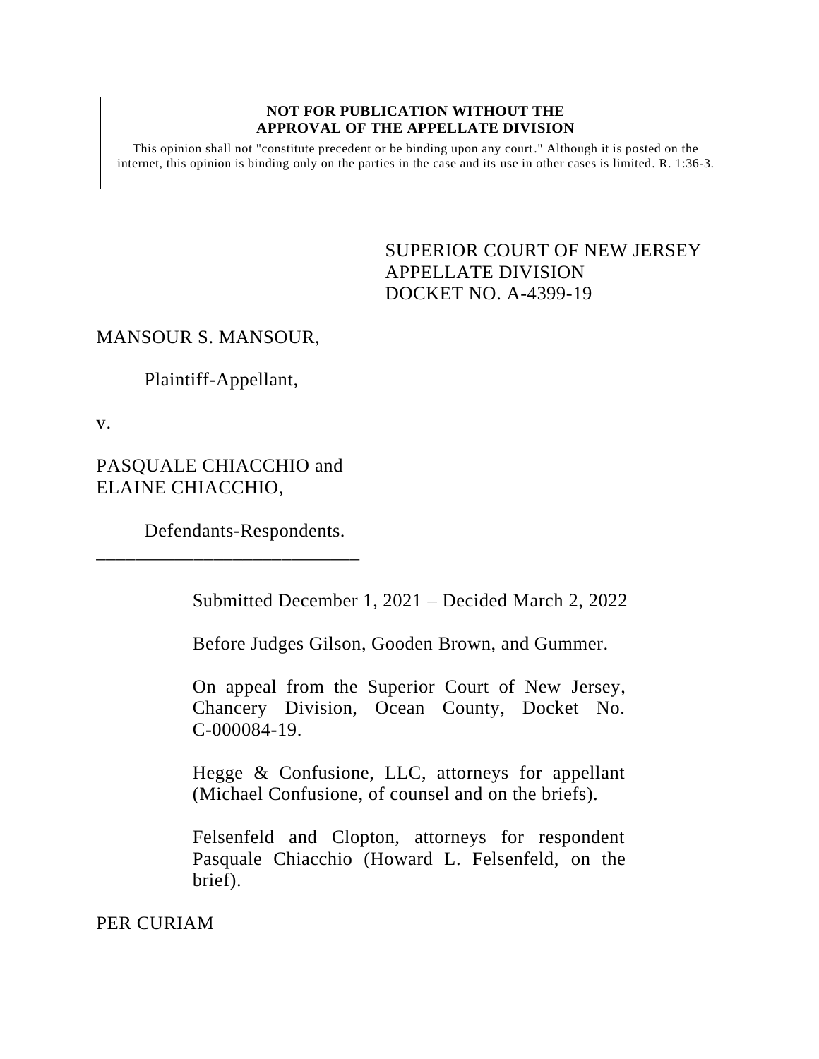**NOT FOR PUBLICATION WITHOUT THE APPROVAL OF THE APPELLATE DIVISION**

This opinion shall not "constitute precedent or be binding upon any court." Although it is posted on the internet, this opinion is binding only on the parties in the case and its use in other cases is limited. R. 1:36-3.

SUPERIOR COURT OF NEW JERSEY
APPELLATE DIVISION
DOCKET NO. A-4399-19

MANSOUR S. MANSOUR,

Plaintiff-Appellant,

v.

PASQUALE CHIACCHIO and ELAINE CHIACCHIO,

Defendants-Respondents.

\_\_\_\_\_\_\_\_\_\_\_\_\_\_\_\_\_\_\_\_\_\_\_\_\_\_\_\_

Submitted December 1, 2021 – Decided March 2, 2022

Before Judges Gilson, Gooden Brown, and Gummer.

On appeal from the Superior Court of New Jersey, Chancery Division, Ocean County, Docket No. C-000084-19.

Hegge & Confusione, LLC, attorneys for appellant (Michael Confusione, of counsel and on the briefs).

Felsenfeld and Clopton, attorneys for respondent Pasquale Chiacchio (Howard L. Felsenfeld, on the brief).

PER CURIAM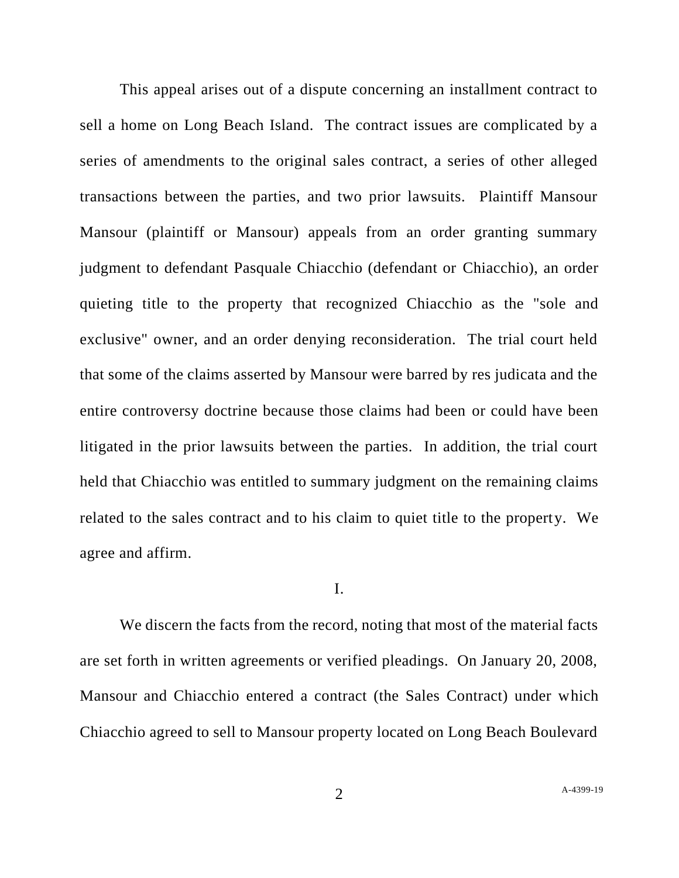This appeal arises out of a dispute concerning an installment contract to sell a home on Long Beach Island. The contract issues are complicated by a series of amendments to the original sales contract, a series of other alleged transactions between the parties, and two prior lawsuits. Plaintiff Mansour Mansour (plaintiff or Mansour) appeals from an order granting summary judgment to defendant Pasquale Chiacchio (defendant or Chiacchio), an order quieting title to the property that recognized Chiacchio as the "sole and exclusive" owner, and an order denying reconsideration. The trial court held that some of the claims asserted by Mansour were barred by res judicata and the entire controversy doctrine because those claims had been or could have been litigated in the prior lawsuits between the parties. In addition, the trial court held that Chiacchio was entitled to summary judgment on the remaining claims related to the sales contract and to his claim to quiet title to the property. We agree and affirm.

## I.

We discern the facts from the record, noting that most of the material facts are set forth in written agreements or verified pleadings. On January 20, 2008, Mansour and Chiacchio entered a contract (the Sales Contract) under which Chiacchio agreed to sell to Mansour property located on Long Beach Boulevard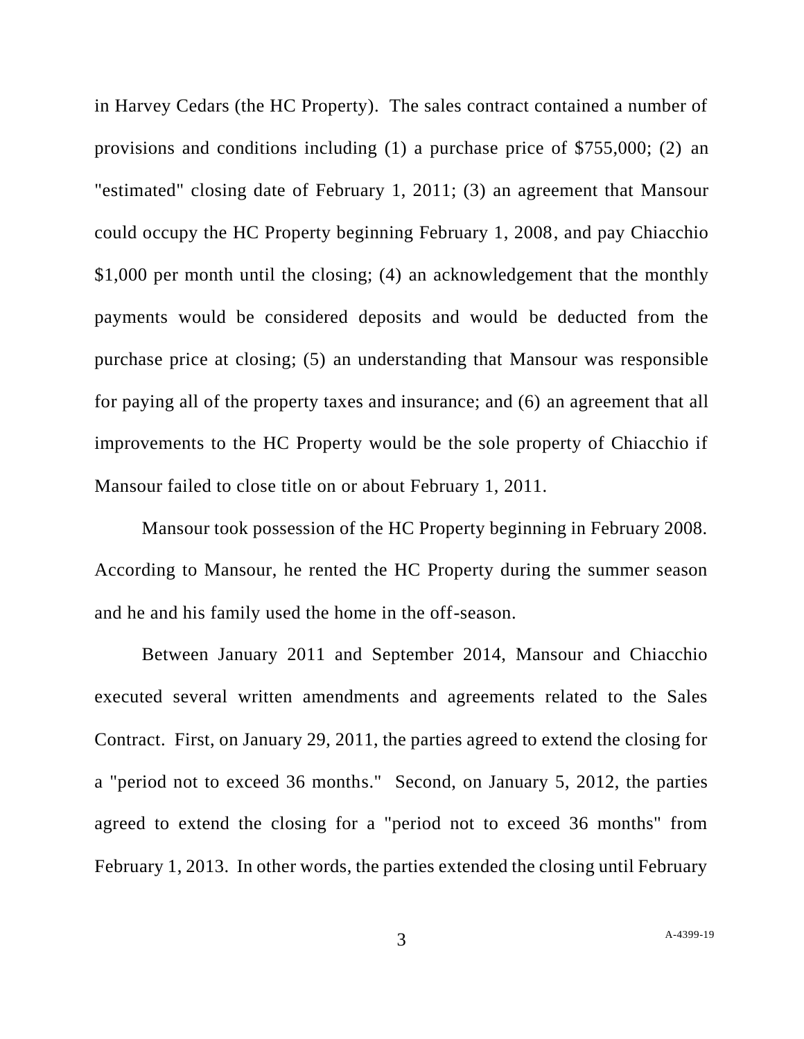in Harvey Cedars (the HC Property). The sales contract contained a number of provisions and conditions including (1) a purchase price of $755,000; (2) an "estimated" closing date of February 1, 2011; (3) an agreement that Mansour could occupy the HC Property beginning February 1, 2008, and pay Chiacchio $1,000 per month until the closing; (4) an acknowledgement that the monthly payments would be considered deposits and would be deducted from the purchase price at closing; (5) an understanding that Mansour was responsible for paying all of the property taxes and insurance; and (6) an agreement that all improvements to the HC Property would be the sole property of Chiacchio if Mansour failed to close title on or about February 1, 2011.

Mansour took possession of the HC Property beginning in February 2008. According to Mansour, he rented the HC Property during the summer season and he and his family used the home in the off-season.

Between January 2011 and September 2014, Mansour and Chiacchio executed several written amendments and agreements related to the Sales Contract. First, on January 29, 2011, the parties agreed to extend the closing for a "period not to exceed 36 months." Second, on January 5, 2012, the parties agreed to extend the closing for a "period not to exceed 36 months" from February 1, 2013. In other words, the parties extended the closing until February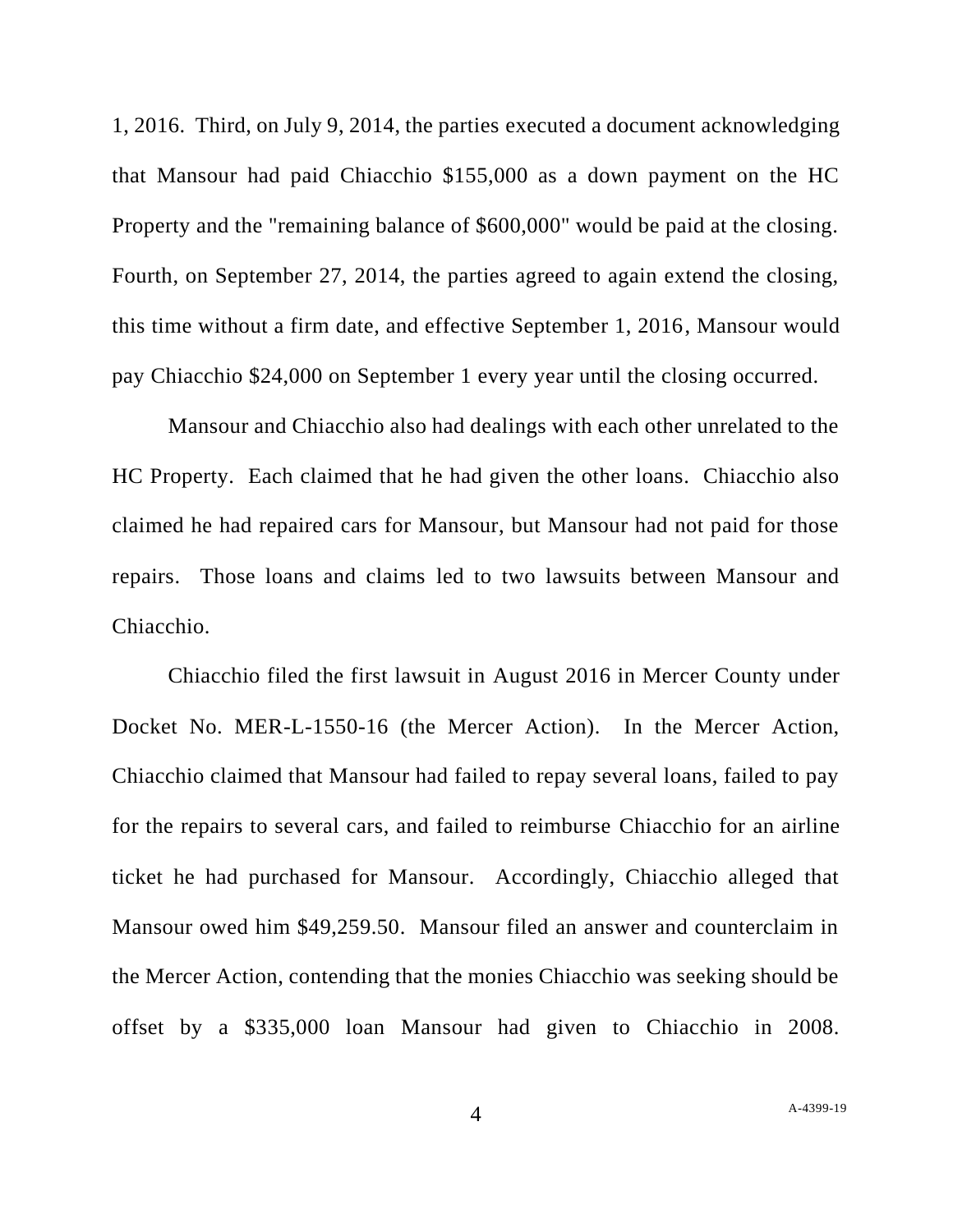1, 2016. Third, on July 9, 2014, the parties executed a document acknowledging that Mansour had paid Chiacchio $155,000 as a down payment on the HC Property and the "remaining balance of $600,000" would be paid at the closing. Fourth, on September 27, 2014, the parties agreed to again extend the closing, this time without a firm date, and effective September 1, 2016, Mansour would pay Chiacchio $24,000 on September 1 every year until the closing occurred.

Mansour and Chiacchio also had dealings with each other unrelated to the HC Property. Each claimed that he had given the other loans. Chiacchio also claimed he had repaired cars for Mansour, but Mansour had not paid for those repairs. Those loans and claims led to two lawsuits between Mansour and Chiacchio.

Chiacchio filed the first lawsuit in August 2016 in Mercer County under Docket No. MER-L-1550-16 (the Mercer Action). In the Mercer Action, Chiacchio claimed that Mansour had failed to repay several loans, failed to pay for the repairs to several cars, and failed to reimburse Chiacchio for an airline ticket he had purchased for Mansour. Accordingly, Chiacchio alleged that Mansour owed him $49,259.50. Mansour filed an answer and counterclaim in the Mercer Action, contending that the monies Chiacchio was seeking should be offset by a $335,000 loan Mansour had given to Chiacchio in 2008.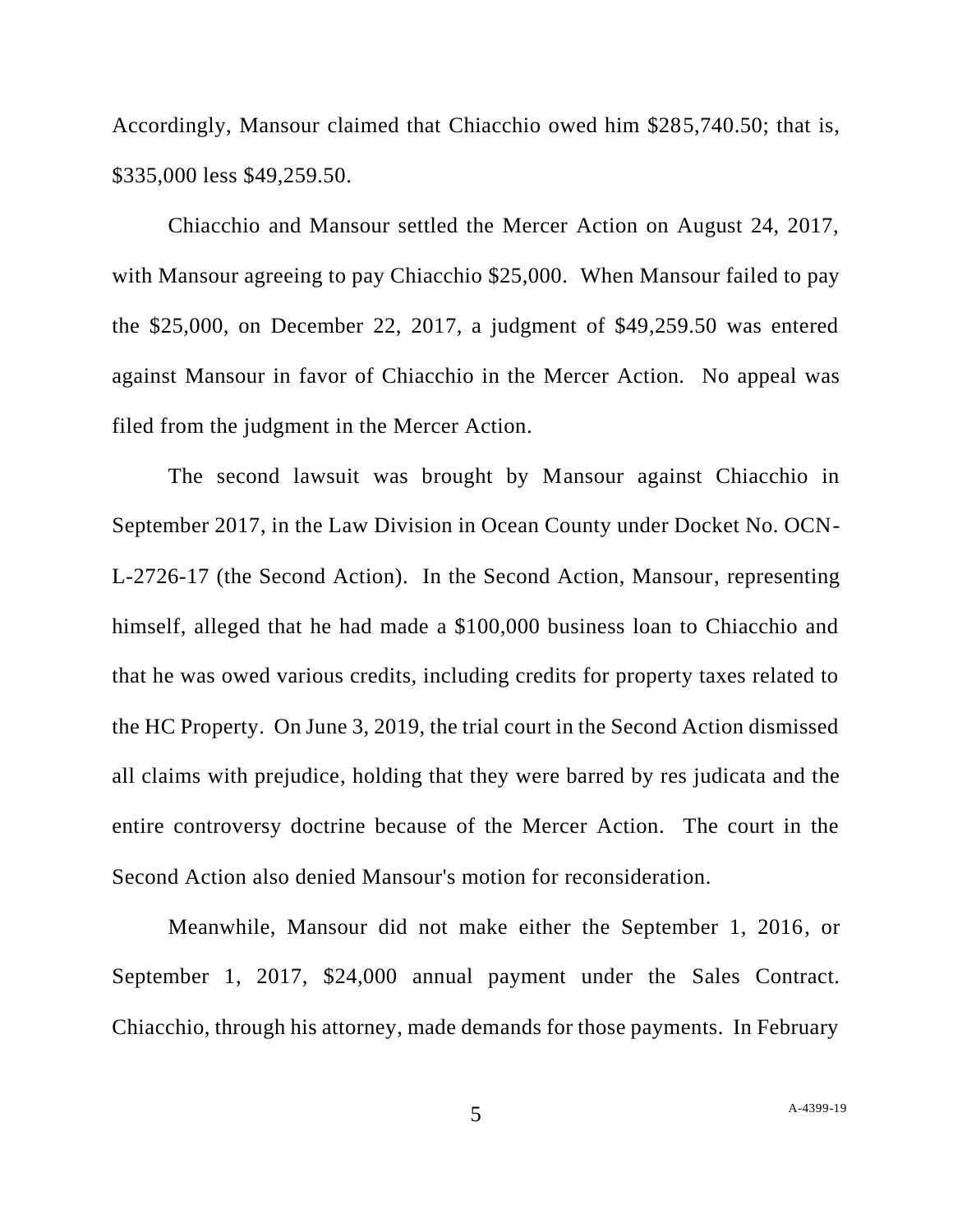Accordingly, Mansour claimed that Chiacchio owed him $285,740.50; that is, $335,000 less $49,259.50.

Chiacchio and Mansour settled the Mercer Action on August 24, 2017, with Mansour agreeing to pay Chiacchio $25,000. When Mansour failed to pay the $25,000, on December 22, 2017, a judgment of $49,259.50 was entered against Mansour in favor of Chiacchio in the Mercer Action. No appeal was filed from the judgment in the Mercer Action.

The second lawsuit was brought by Mansour against Chiacchio in September 2017, in the Law Division in Ocean County under Docket No. OCN-L-2726-17 (the Second Action). In the Second Action, Mansour, representing himself, alleged that he had made a $100,000 business loan to Chiacchio and that he was owed various credits, including credits for property taxes related to the HC Property. On June 3, 2019, the trial court in the Second Action dismissed all claims with prejudice, holding that they were barred by res judicata and the entire controversy doctrine because of the Mercer Action. The court in the Second Action also denied Mansour's motion for reconsideration.

Meanwhile, Mansour did not make either the September 1, 2016, or September 1, 2017, $24,000 annual payment under the Sales Contract. Chiacchio, through his attorney, made demands for those payments. In February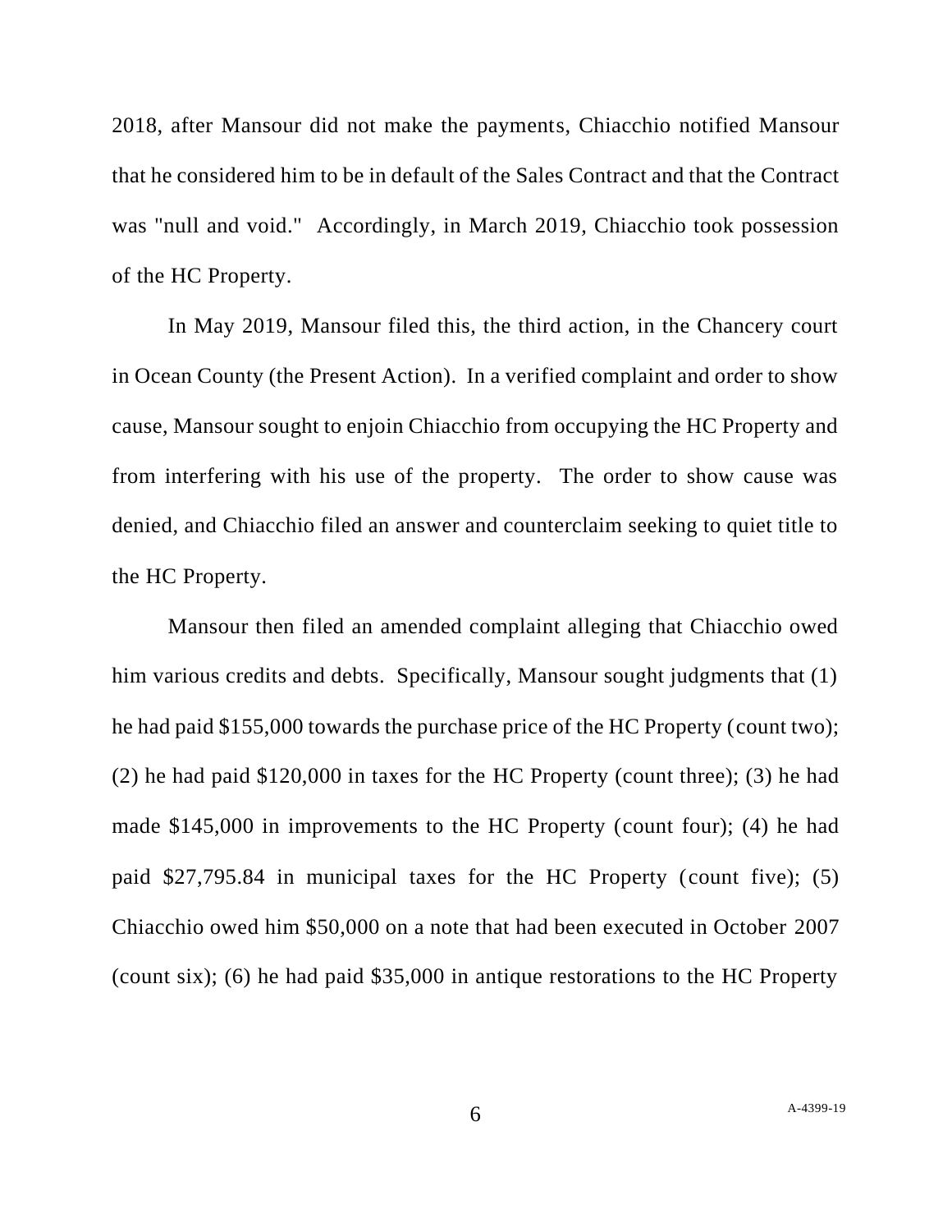2018, after Mansour did not make the payments, Chiacchio notified Mansour that he considered him to be in default of the Sales Contract and that the Contract was "null and void." Accordingly, in March 2019, Chiacchio took possession of the HC Property.

In May 2019, Mansour filed this, the third action, in the Chancery court in Ocean County (the Present Action). In a verified complaint and order to show cause, Mansour sought to enjoin Chiacchio from occupying the HC Property and from interfering with his use of the property. The order to show cause was denied, and Chiacchio filed an answer and counterclaim seeking to quiet title to the HC Property.

Mansour then filed an amended complaint alleging that Chiacchio owed him various credits and debts. Specifically, Mansour sought judgments that (1) he had paid $155,000 towards the purchase price of the HC Property (count two); (2) he had paid $120,000 in taxes for the HC Property (count three); (3) he had made $145,000 in improvements to the HC Property (count four); (4) he had paid $27,795.84 in municipal taxes for the HC Property (count five); (5) Chiacchio owed him $50,000 on a note that had been executed in October 2007 (count six); (6) he had paid $35,000 in antique restorations to the HC Property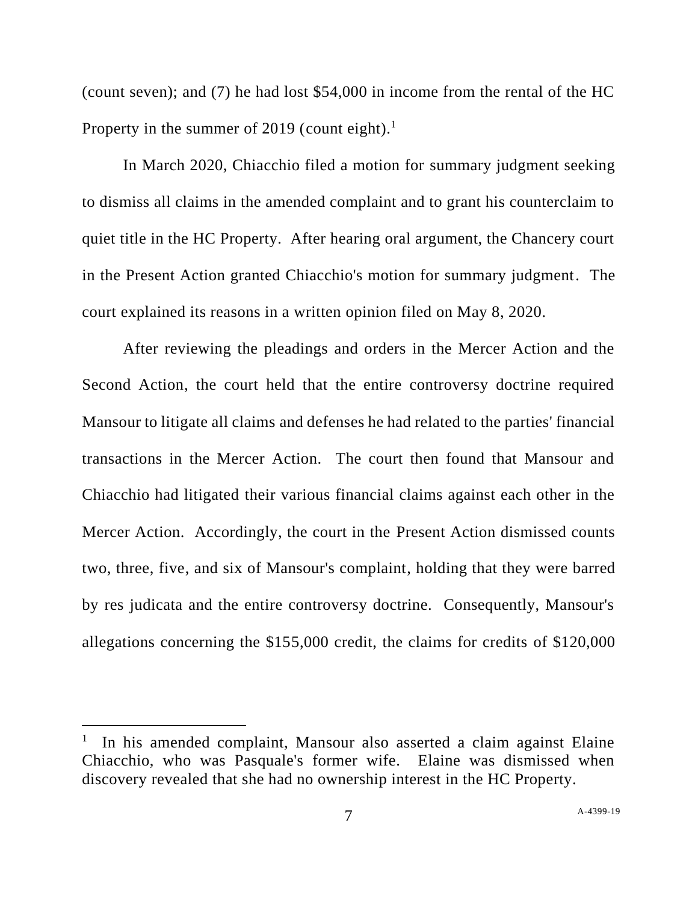(count seven); and (7) he had lost $54,000 in income from the rental of the HC Property in the summer of 2019 (count eight).[1]

In March 2020, Chiacchio filed a motion for summary judgment seeking to dismiss all claims in the amended complaint and to grant his counterclaim to quiet title in the HC Property. After hearing oral argument, the Chancery court in the Present Action granted Chiacchio's motion for summary judgment. The court explained its reasons in a written opinion filed on May 8, 2020.

After reviewing the pleadings and orders in the Mercer Action and the Second Action, the court held that the entire controversy doctrine required Mansour to litigate all claims and defenses he had related to the parties' financial transactions in the Mercer Action. The court then found that Mansour and Chiacchio had litigated their various financial claims against each other in the Mercer Action. Accordingly, the court in the Present Action dismissed counts two, three, five, and six of Mansour's complaint, holding that they were barred by res judicata and the entire controversy doctrine. Consequently, Mansour's allegations concerning the $155,000 credit, the claims for credits of $120,000

---

[1] In his amended complaint, Mansour also asserted a claim against Elaine Chiacchio, who was Pasquale's former wife. Elaine was dismissed when discovery revealed that she had no ownership interest in the HC Property.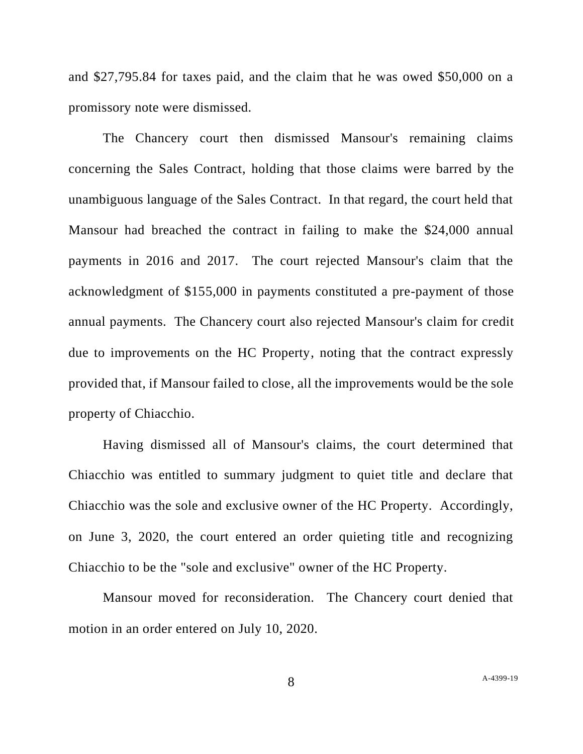and $27,795.84 for taxes paid, and the claim that he was owed $50,000 on a promissory note were dismissed.

The Chancery court then dismissed Mansour's remaining claims concerning the Sales Contract, holding that those claims were barred by the unambiguous language of the Sales Contract. In that regard, the court held that Mansour had breached the contract in failing to make the $24,000 annual payments in 2016 and 2017. The court rejected Mansour's claim that the acknowledgment of $155,000 in payments constituted a pre-payment of those annual payments. The Chancery court also rejected Mansour's claim for credit due to improvements on the HC Property, noting that the contract expressly provided that, if Mansour failed to close, all the improvements would be the sole property of Chiacchio.

Having dismissed all of Mansour's claims, the court determined that Chiacchio was entitled to summary judgment to quiet title and declare that Chiacchio was the sole and exclusive owner of the HC Property. Accordingly, on June 3, 2020, the court entered an order quieting title and recognizing Chiacchio to be the "sole and exclusive" owner of the HC Property.

Mansour moved for reconsideration. The Chancery court denied that motion in an order entered on July 10, 2020.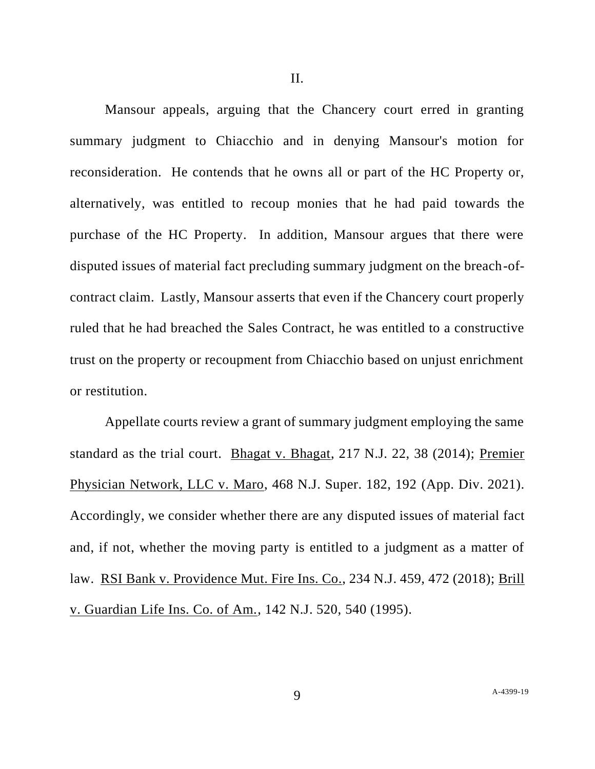## II.

Mansour appeals, arguing that the Chancery court erred in granting summary judgment to Chiacchio and in denying Mansour's motion for reconsideration. He contends that he owns all or part of the HC Property or, alternatively, was entitled to recoup monies that he had paid towards the purchase of the HC Property. In addition, Mansour argues that there were disputed issues of material fact precluding summary judgment on the breach-of-contract claim. Lastly, Mansour asserts that even if the Chancery court properly ruled that he had breached the Sales Contract, he was entitled to a constructive trust on the property or recoupment from Chiacchio based on unjust enrichment or restitution.

Appellate courts review a grant of summary judgment employing the same standard as the trial court. Bhagat v. Bhagat, 217 N.J. 22, 38 (2014); Premier Physician Network, LLC v. Maro, 468 N.J. Super. 182, 192 (App. Div. 2021). Accordingly, we consider whether there are any disputed issues of material fact and, if not, whether the moving party is entitled to a judgment as a matter of law. RSI Bank v. Providence Mut. Fire Ins. Co., 234 N.J. 459, 472 (2018); Brill v. Guardian Life Ins. Co. of Am., 142 N.J. 520, 540 (1995).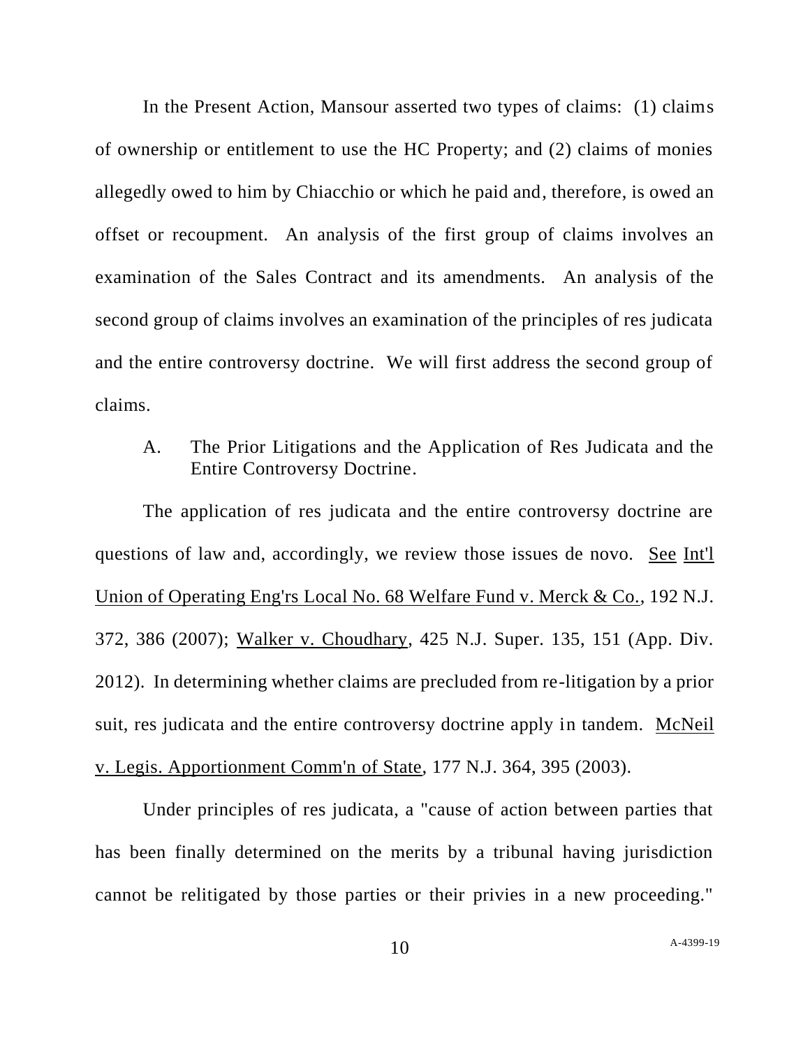In the Present Action, Mansour asserted two types of claims: (1) claims of ownership or entitlement to use the HC Property; and (2) claims of monies allegedly owed to him by Chiacchio or which he paid and, therefore, is owed an offset or recoupment. An analysis of the first group of claims involves an examination of the Sales Contract and its amendments. An analysis of the second group of claims involves an examination of the principles of res judicata and the entire controversy doctrine. We will first address the second group of claims.

A. The Prior Litigations and the Application of Res Judicata and the Entire Controversy Doctrine.

The application of res judicata and the entire controversy doctrine are questions of law and, accordingly, we review those issues de novo. See Int'l Union of Operating Eng'rs Local No. 68 Welfare Fund v. Merck & Co., 192 N.J. 372, 386 (2007); Walker v. Choudhary, 425 N.J. Super. 135, 151 (App. Div. 2012). In determining whether claims are precluded from re-litigation by a prior suit, res judicata and the entire controversy doctrine apply in tandem. McNeil v. Legis. Apportionment Comm'n of State, 177 N.J. 364, 395 (2003).

Under principles of res judicata, a "cause of action between parties that has been finally determined on the merits by a tribunal having jurisdiction cannot be relitigated by those parties or their privies in a new proceeding."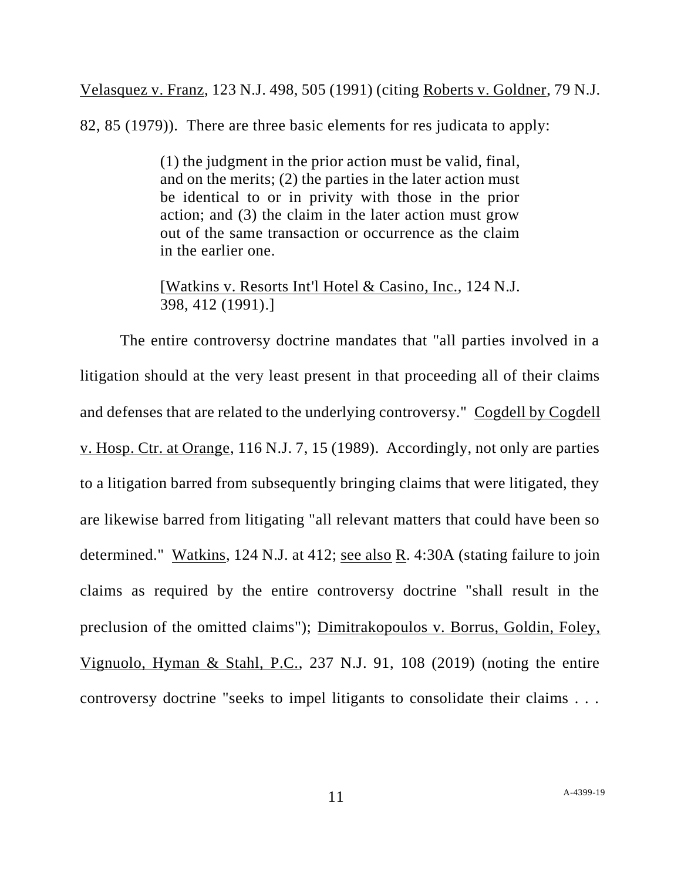Velasquez v. Franz, 123 N.J. 498, 505 (1991) (citing Roberts v. Goldner, 79 N.J. 82, 85 (1979)). There are three basic elements for res judicata to apply:

> (1) the judgment in the prior action must be valid, final, and on the merits; (2) the parties in the later action must be identical to or in privity with those in the prior action; and (3) the claim in the later action must grow out of the same transaction or occurrence as the claim in the earlier one.
>
> [Watkins v. Resorts Int'l Hotel & Casino, Inc., 124 N.J. 398, 412 (1991).]

The entire controversy doctrine mandates that "all parties involved in a litigation should at the very least present in that proceeding all of their claims and defenses that are related to the underlying controversy." Cogdell by Cogdell v. Hosp. Ctr. at Orange, 116 N.J. 7, 15 (1989). Accordingly, not only are parties to a litigation barred from subsequently bringing claims that were litigated, they are likewise barred from litigating "all relevant matters that could have been so determined." Watkins, 124 N.J. at 412; see also R. 4:30A (stating failure to join claims as required by the entire controversy doctrine "shall result in the preclusion of the omitted claims"); Dimitrakopoulos v. Borrus, Goldin, Foley, Vignuolo, Hyman & Stahl, P.C., 237 N.J. 91, 108 (2019) (noting the entire controversy doctrine "seeks to impel litigants to consolidate their claims . . .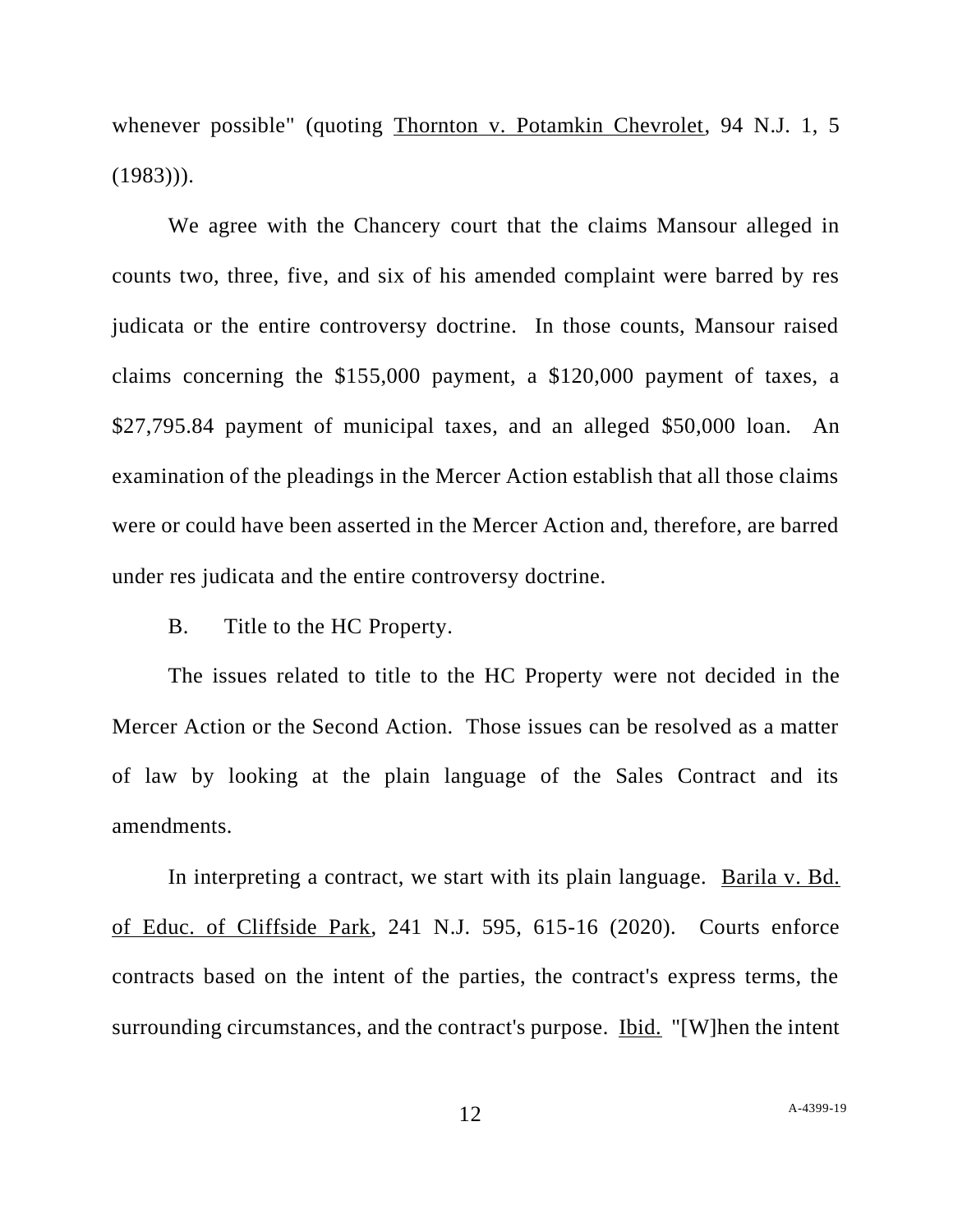whenever possible" (quoting Thornton v. Potamkin Chevrolet, 94 N.J. 1, 5 (1983))).

We agree with the Chancery court that the claims Mansour alleged in counts two, three, five, and six of his amended complaint were barred by res judicata or the entire controversy doctrine. In those counts, Mansour raised claims concerning the $155,000 payment, a $120,000 payment of taxes, a $27,795.84 payment of municipal taxes, and an alleged $50,000 loan. An examination of the pleadings in the Mercer Action establish that all those claims were or could have been asserted in the Mercer Action and, therefore, are barred under res judicata and the entire controversy doctrine.

B. Title to the HC Property.

The issues related to title to the HC Property were not decided in the Mercer Action or the Second Action. Those issues can be resolved as a matter of law by looking at the plain language of the Sales Contract and its amendments.

In interpreting a contract, we start with its plain language. Barila v. Bd. of Educ. of Cliffside Park, 241 N.J. 595, 615-16 (2020). Courts enforce contracts based on the intent of the parties, the contract's express terms, the surrounding circumstances, and the contract's purpose. Ibid. "[W]hen the intent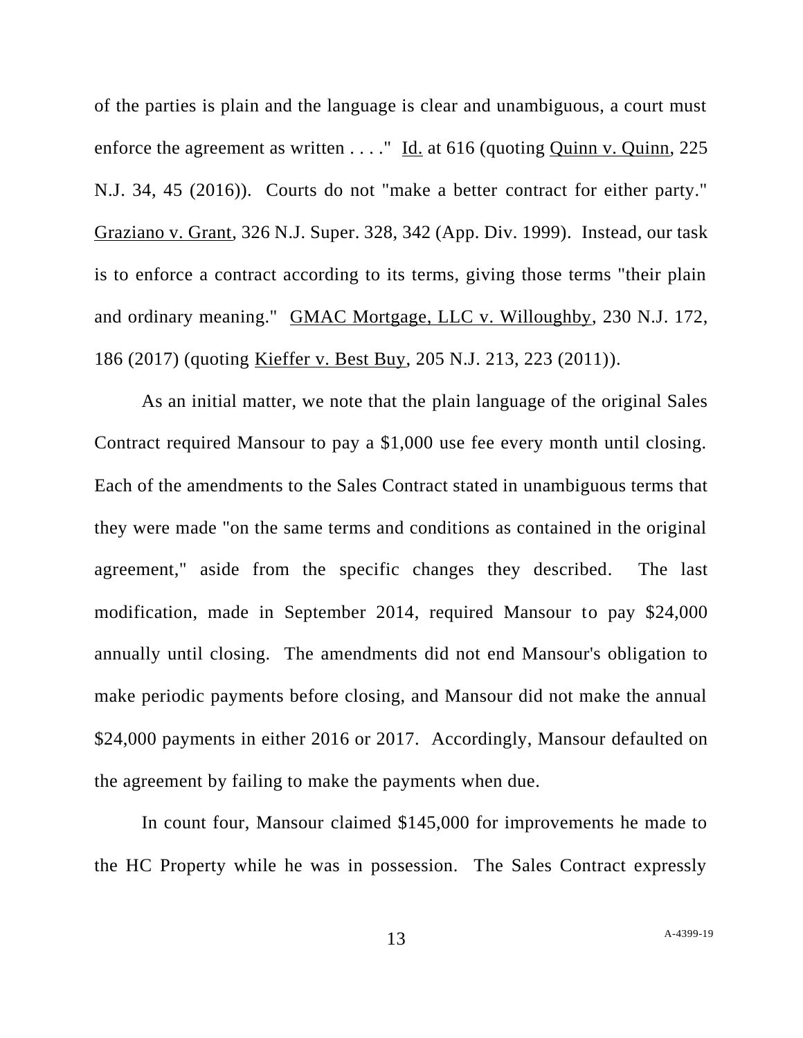of the parties is plain and the language is clear and unambiguous, a court must enforce the agreement as written . . . ." Id. at 616 (quoting Quinn v. Quinn, 225 N.J. 34, 45 (2016)). Courts do not "make a better contract for either party." Graziano v. Grant, 326 N.J. Super. 328, 342 (App. Div. 1999). Instead, our task is to enforce a contract according to its terms, giving those terms "their plain and ordinary meaning." GMAC Mortgage, LLC v. Willoughby, 230 N.J. 172, 186 (2017) (quoting Kieffer v. Best Buy, 205 N.J. 213, 223 (2011)).

As an initial matter, we note that the plain language of the original Sales Contract required Mansour to pay a $1,000 use fee every month until closing. Each of the amendments to the Sales Contract stated in unambiguous terms that they were made "on the same terms and conditions as contained in the original agreement," aside from the specific changes they described. The last modification, made in September 2014, required Mansour to pay $24,000 annually until closing. The amendments did not end Mansour's obligation to make periodic payments before closing, and Mansour did not make the annual $24,000 payments in either 2016 or 2017. Accordingly, Mansour defaulted on the agreement by failing to make the payments when due.

In count four, Mansour claimed $145,000 for improvements he made to the HC Property while he was in possession. The Sales Contract expressly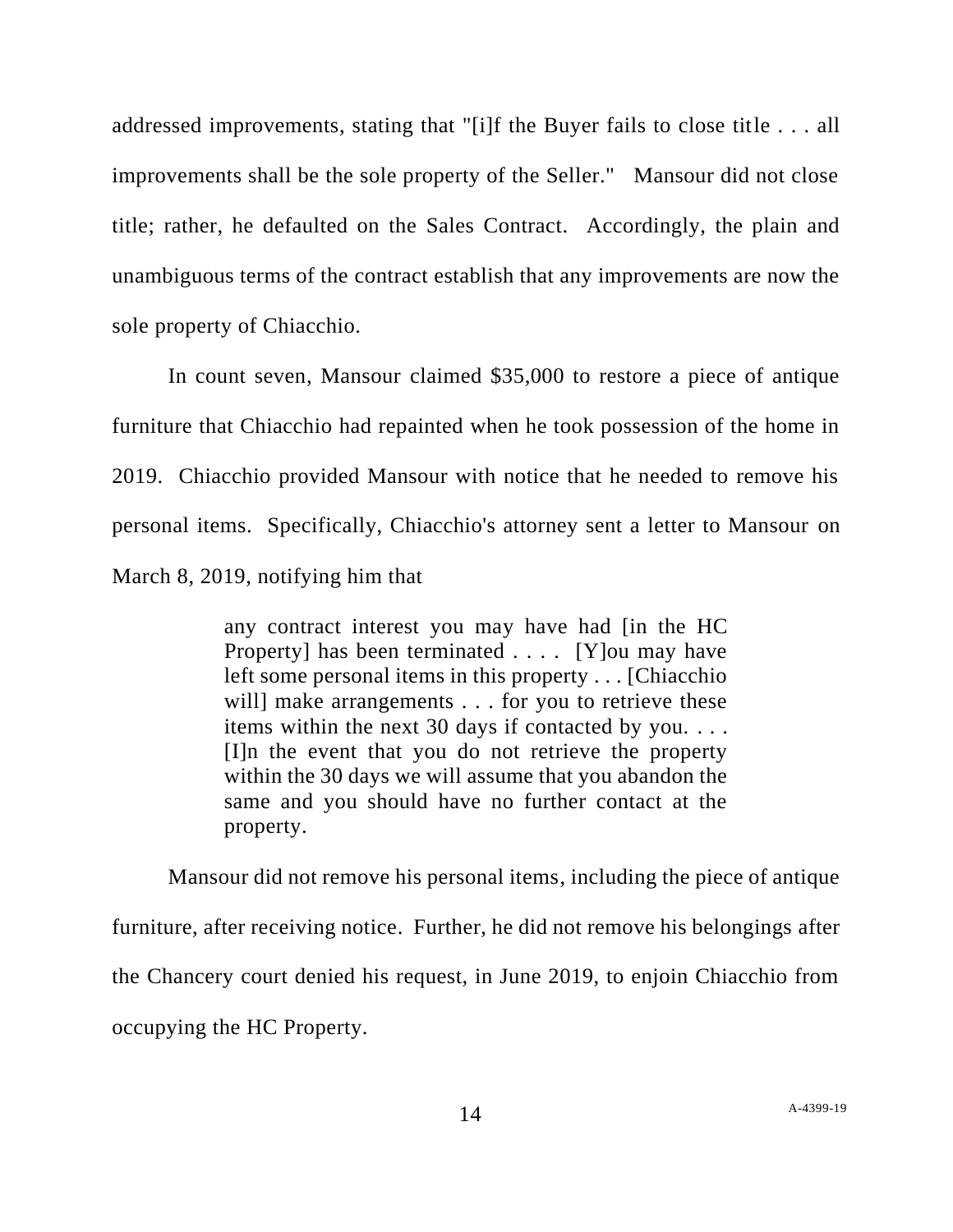addressed improvements, stating that "[i]f the Buyer fails to close title . . . all improvements shall be the sole property of the Seller." Mansour did not close title; rather, he defaulted on the Sales Contract. Accordingly, the plain and unambiguous terms of the contract establish that any improvements are now the sole property of Chiacchio.

In count seven, Mansour claimed $35,000 to restore a piece of antique furniture that Chiacchio had repainted when he took possession of the home in 2019. Chiacchio provided Mansour with notice that he needed to remove his personal items. Specifically, Chiacchio's attorney sent a letter to Mansour on March 8, 2019, notifying him that

> any contract interest you may have had [in the HC Property] has been terminated . . . . [Y]ou may have left some personal items in this property . . . [Chiacchio will] make arrangements . . . for you to retrieve these items within the next 30 days if contacted by you. . . . [I]n the event that you do not retrieve the property within the 30 days we will assume that you abandon the same and you should have no further contact at the property.

Mansour did not remove his personal items, including the piece of antique furniture, after receiving notice. Further, he did not remove his belongings after the Chancery court denied his request, in June 2019, to enjoin Chiacchio from occupying the HC Property.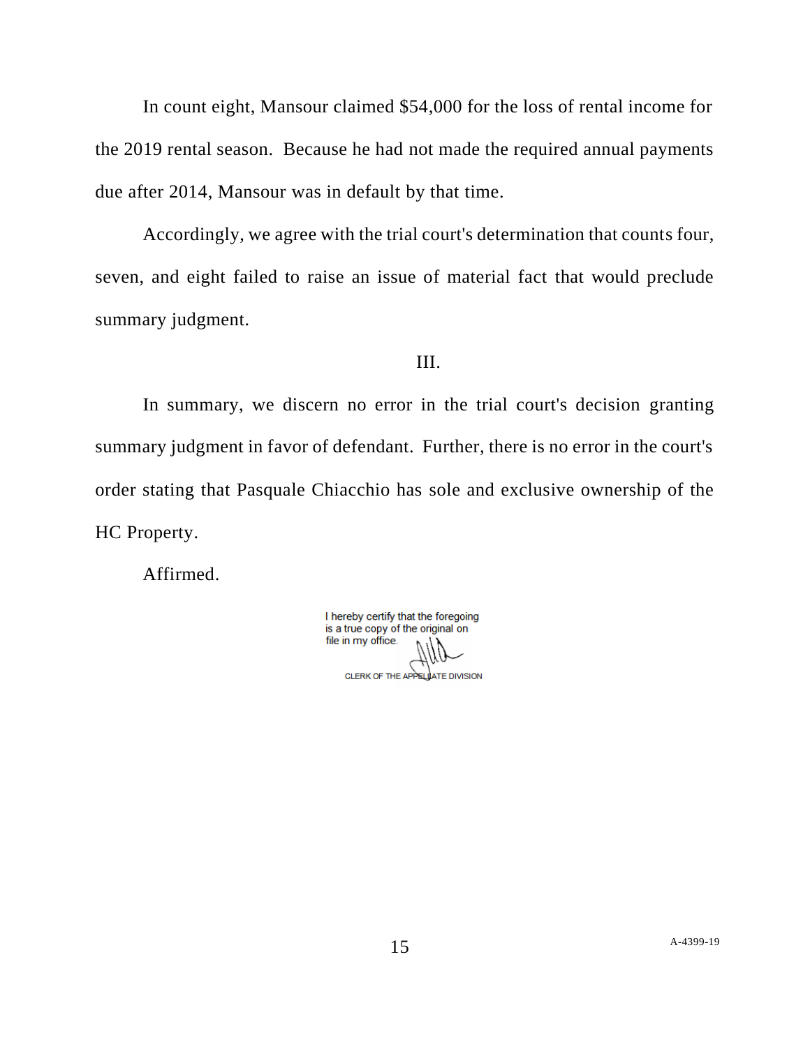In count eight, Mansour claimed $54,000 for the loss of rental income for the 2019 rental season. Because he had not made the required annual payments due after 2014, Mansour was in default by that time.

Accordingly, we agree with the trial court's determination that counts four, seven, and eight failed to raise an issue of material fact that would preclude summary judgment.

III.

In summary, we discern no error in the trial court's decision granting summary judgment in favor of defendant. Further, there is no error in the court's order stating that Pasquale Chiacchio has sole and exclusive ownership of the HC Property.

Affirmed.

I hereby certify that the foregoing is a true copy of the original on file in my office.

CLERK OF THE APPELLATE DIVISION